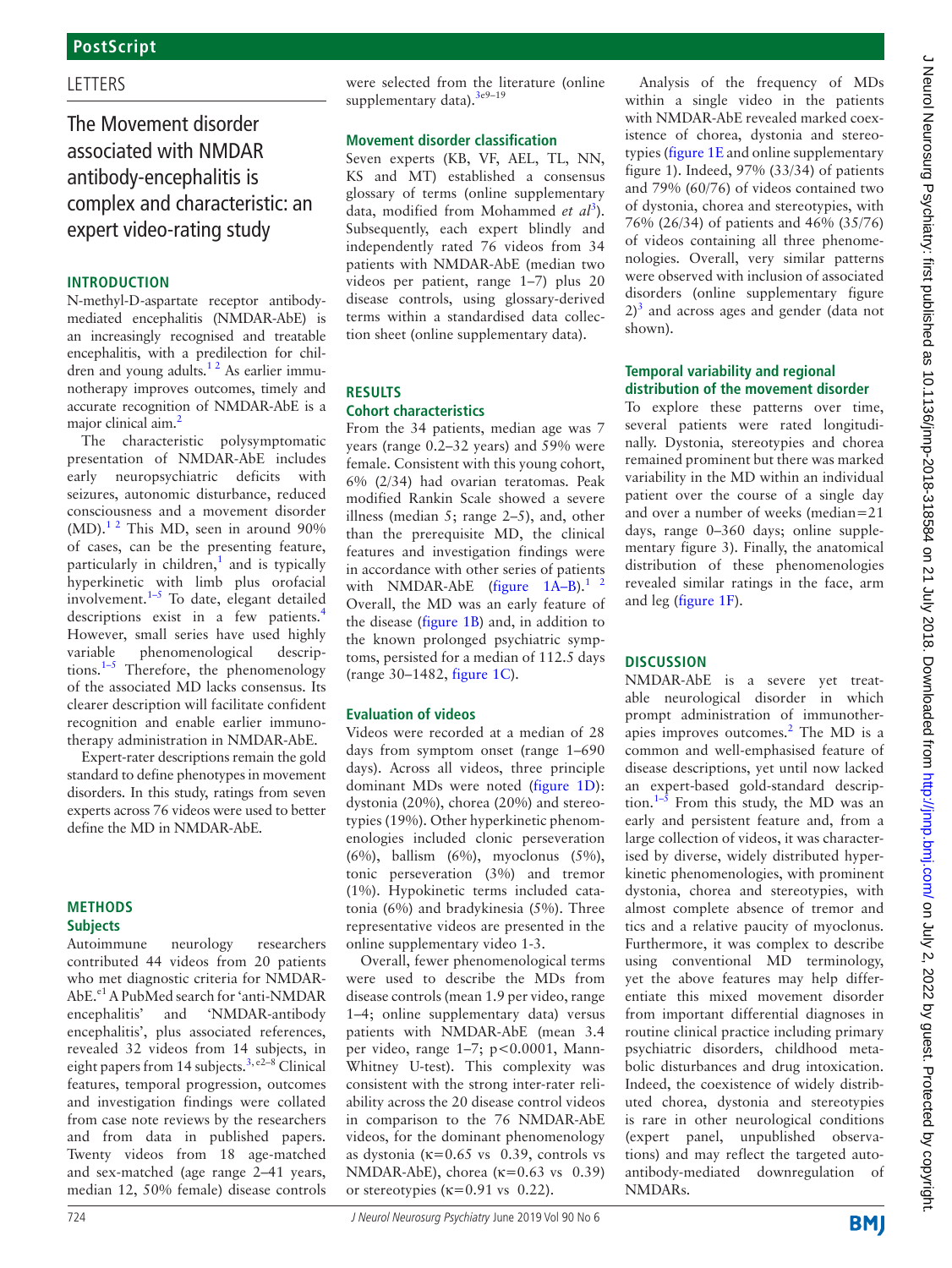## LETTERS

# The Movement disorder associated with NMDAR antibody-encephalitis is complex and characteristic: an expert video-rating study

## INTRODUCTION

N-methyl-D-aspartate receptor antibody-mediated encephalitis (NMDAR-AbE) is an increasingly recognised and treatable encephalitis, with a predilection for children and young adults.[1 2] As earlier immunotherapy improves outcomes, timely and accurate recognition of NMDAR-AbE is a major clinical aim.[2]

The characteristic polysymptomatic presentation of NMDAR-AbE includes early neuropsychiatric deficits with seizures, autonomic disturbance, reduced consciousness and a movement disorder (MD).[1 2] This MD, seen in around 90% of cases, can be the presenting feature, particularly in children,[1] and is typically hyperkinetic with limb plus orofacial involvement.[1–5] To date, elegant detailed descriptions exist in a few patients.[4] However, small series have used highly variable phenomenological descriptions.[1–5] Therefore, the phenomenology of the associated MD lacks consensus. Its clearer description will facilitate confident recognition and enable earlier immunotherapy administration in NMDAR-AbE.

Expert-rater descriptions remain the gold standard to define phenotypes in movement disorders. In this study, ratings from seven experts across 76 videos were used to better define the MD in NMDAR-AbE.

## METHODS

### Subjects

Autoimmune neurology researchers contributed 44 videos from 20 patients who met diagnostic criteria for NMDAR-AbE.[e1] A PubMed search for 'anti-NMDAR encephalitis' and 'NMDAR-antibody encephalitis', plus associated references, revealed 32 videos from 14 subjects, in eight papers from 14 subjects.[3, e2–8] Clinical features, temporal progression, outcomes and investigation findings were collated from case note reviews by the researchers and from data in published papers. Twenty videos from 18 age-matched and sex-matched (age range 2–41 years, median 12, 50% female) disease controls were selected from the literature (online supplementary data).[3e9–19]

### Movement disorder classification

Seven experts (KB, VF, AEL, TL, NN, KS and MT) established a consensus glossary of terms (online supplementary data, modified from Mohammed *et al*[3]). Subsequently, each expert blindly and independently rated 76 videos from 34 patients with NMDAR-AbE (median two videos per patient, range 1–7) plus 20 disease controls, using glossary-derived terms within a standardised data collection sheet (online supplementary data).

## RESULTS

### Cohort characteristics

From the 34 patients, median age was 7 years (range 0.2–32 years) and 59% were female. Consistent with this young cohort, 6% (2/34) had ovarian teratomas. Peak modified Rankin Scale showed a severe illness (median 5; range 2–5), and, other than the prerequisite MD, the clinical features and investigation findings were in accordance with other series of patients with NMDAR-AbE (figure 1A–B).[1 2] Overall, the MD was an early feature of the disease (figure 1B) and, in addition to the known prolonged psychiatric symptoms, persisted for a median of 112.5 days (range 30–1482, figure 1C).

### Evaluation of videos

Videos were recorded at a median of 28 days from symptom onset (range 1–690 days). Across all videos, three principle dominant MDs were noted (figure 1D): dystonia (20%), chorea (20%) and stereotypies (19%). Other hyperkinetic phenomenologies included clonic perseveration (6%), ballism (6%), myoclonus (5%), tonic perseveration (3%) and tremor (1%). Hypokinetic terms included catatonia (6%) and bradykinesia (5%). Three representative videos are presented in the online supplementary video 1-3.

Overall, fewer phenomenological terms were used to describe the MDs from disease controls (mean 1.9 per video, range 1–4; online supplementary data) versus patients with NMDAR-AbE (mean 3.4 per video, range 1–7; $p<0.0001$, Mann-Whitney U-test). This complexity was consistent with the strong inter-rater reliability across the 20 disease control videos in comparison to the 76 NMDAR-AbE videos, for the dominant phenomenology as dystonia ($\kappa=0.65$ vs 0.39, controls vs NMDAR-AbE), chorea ($\kappa=0.63$ vs 0.39) or stereotypies ($\kappa=0.91$ vs 0.22).

Analysis of the frequency of MDs within a single video in the patients with NMDAR-AbE revealed marked coexistence of chorea, dystonia and stereotypies (figure 1E and online supplementary figure 1). Indeed, 97% (33/34) of patients and 79% (60/76) of videos contained two of dystonia, chorea and stereotypies, with 76% (26/34) of patients and 46% (35/76) of videos containing all three phenomenologies. Overall, very similar patterns were observed with inclusion of associated disorders (online supplementary figure 2)[3] and across ages and gender (data not shown).

### Temporal variability and regional distribution of the movement disorder

To explore these patterns over time, several patients were rated longitudinally. Dystonia, stereotypies and chorea remained prominent but there was marked variability in the MD within an individual patient over the course of a single day and over a number of weeks (median=21 days, range 0–360 days; online supplementary figure 3). Finally, the anatomical distribution of these phenomenologies revealed similar ratings in the face, arm and leg (figure 1F).

## DISCUSSION

NMDAR-AbE is a severe yet treatable neurological disorder in which prompt administration of immunotherapies improves outcomes.[2] The MD is a common and well-emphasised feature of disease descriptions, yet until now lacked an expert-based gold-standard description.[1–5] From this study, the MD was an early and persistent feature and, from a large collection of videos, it was characterised by diverse, widely distributed hyperkinetic phenomenologies, with prominent dystonia, chorea and stereotypies, with almost complete absence of tremor and tics and a relative paucity of myoclonus. Furthermore, it was complex to describe using conventional MD terminology, yet the above features may help differentiate this mixed movement disorder from important differential diagnoses in routine clinical practice including primary psychiatric disorders, childhood metabolic disturbances and drug intoxication. Indeed, the coexistence of widely distributed chorea, dystonia and stereotypies is rare in other neurological conditions (expert panel, unpublished observations) and may reflect the targeted autoantibody-mediated downregulation of NMDARs.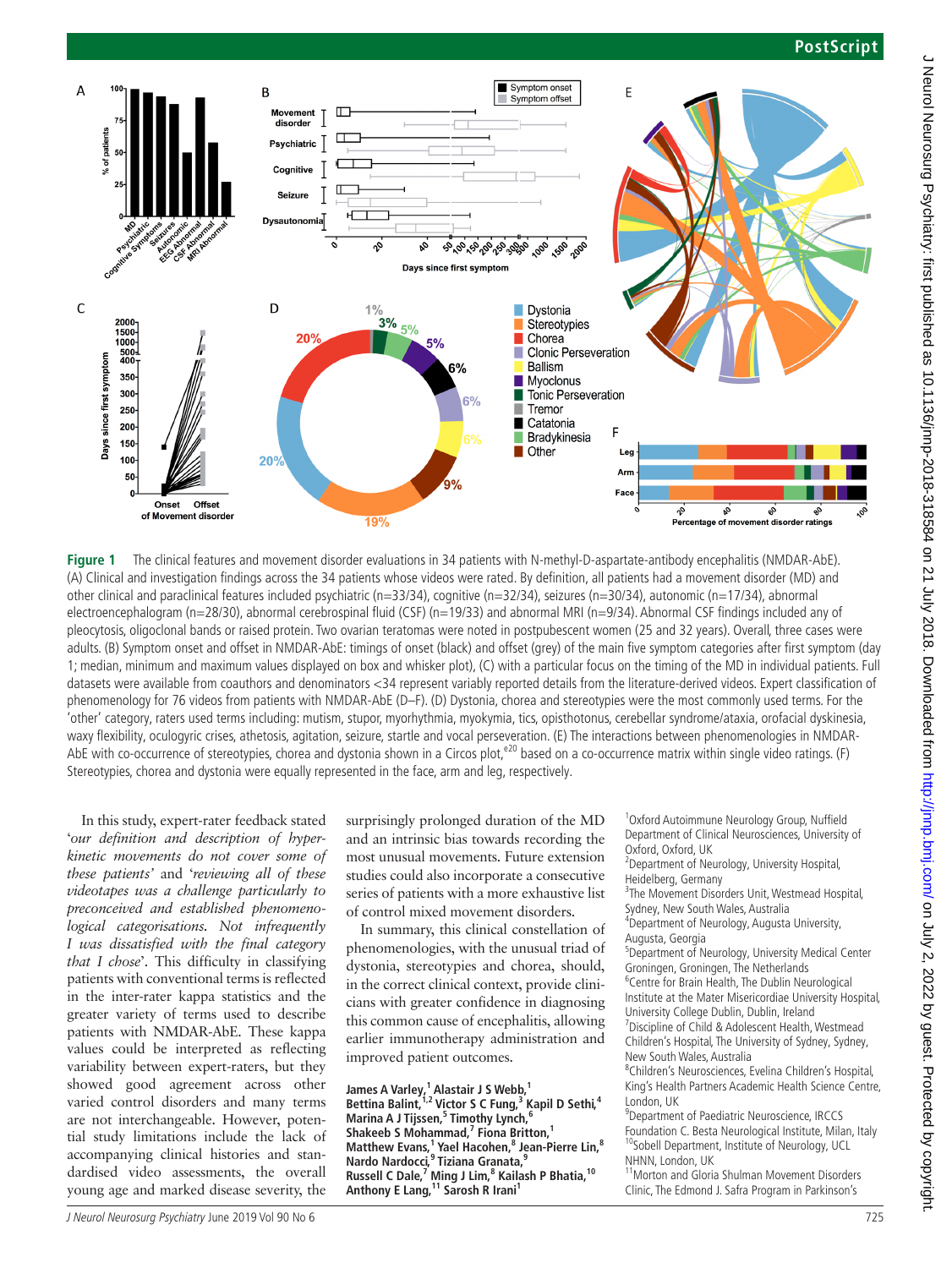**Figure 1** The clinical features and movement disorder evaluations in 34 patients with N-methyl-D-aspartate-antibody encephalitis (NMDAR-AbE). (A) Clinical and investigation findings across the 34 patients whose videos were rated. By definition, all patients had a movement disorder (MD) and other clinical and paraclinical features included psychiatric (n=33/34), cognitive (n=32/34), seizures (n=30/34), autonomic (n=17/34), abnormal electroencephalogram (n=28/30), abnormal cerebrospinal fluid (CSF) (n=19/33) and abnormal MRI (n=9/34). Abnormal CSF findings included any of pleocytosis, oligoclonal bands or raised protein. Two ovarian teratomas were noted in postpubescent women (25 and 32 years). Overall, three cases were adults. (B) Symptom onset and offset in NMDAR-AbE: timings of onset (black) and offset (grey) of the main five symptom categories after first symptom (day 1; median, minimum and maximum values displayed on box and whisker plot), (C) with a particular focus on the timing of the MD in individual patients. Full datasets were available from coauthors and denominators <34 represent variably reported details from the literature-derived videos. Expert classification of phenomenology for 76 videos from patients with NMDAR-AbE (D–F). (D) Dystonia, chorea and stereotypies were the most commonly used terms. For the 'other' category, raters used terms including: mutism, stupor, myorhythmia, myokymia, tics, opisthotonus, cerebellar syndrome/ataxia, orofacial dyskinesia, waxy flexibility, oculogyric crises, athetosis, agitation, seizure, startle and vocal perseveration. (E) The interactions between phenomenologies in NMDAR-AbE with co-occurrence of stereotypies, chorea and dystonia shown in a Circos plot,[e20] based on a co-occurrence matrix within single video ratings. (F) Stereotypies, chorea and dystonia were equally represented in the face, arm and leg, respectively.

In this study, expert-rater feedback stated '*our definition and description of hyperkinetic movements do not cover some of these patients*' and '*reviewing all of these videotapes was a challenge particularly to preconceived and established phenomenological categorisations. Not infrequently I was dissatisfied with the final category that I chose*'. This difficulty in classifying patients with conventional terms is reflected in the inter-rater kappa statistics and the greater variety of terms used to describe patients with NMDAR-AbE. These kappa values could be interpreted as reflecting variability between expert-raters, but they showed good agreement across other varied control disorders and many terms are not interchangeable. However, potential study limitations include the lack of accompanying clinical histories and standardised video assessments, the overall young age and marked disease severity, the surprisingly prolonged duration of the MD and an intrinsic bias towards recording the most unusual movements. Future extension studies could also incorporate a consecutive series of patients with a more exhaustive list of control mixed movement disorders.

In summary, this clinical constellation of phenomenologies, with the unusual triad of dystonia, stereotypies and chorea, should, in the correct clinical context, provide clinicians with greater confidence in diagnosing this common cause of encephalitis, allowing earlier immunotherapy administration and improved patient outcomes.

**James A Varley,[1] Alastair J S Webb,[1] Bettina Balint,[1,2] Victor S C Fung,[3] Kapil D Sethi,[4] Marina A J Tijssen,[5] Timothy Lynch,[6] Shakeeb S Mohammad,[7] Fiona Britton,[1] Matthew Evans,[1] Yael Hacohen,[8] Jean-Pierre Lin,[8] Nardo Nardocci,[9] Tiziana Granata,[9] Russell C Dale,[7] Ming J Lim,[8] Kailash P Bhatia,[10] Anthony E Lang,[11] Sarosh R Irani[1]**

[1]Oxford Autoimmune Neurology Group, Nuffield Department of Clinical Neurosciences, University of Oxford, Oxford, UK
[2]Department of Neurology, University Hospital, Heidelberg, Germany
[3]The Movement Disorders Unit, Westmead Hospital, Sydney, New South Wales, Australia
[4]Department of Neurology, Augusta University, Augusta, Georgia
[5]Department of Neurology, University Medical Center Groningen, Groningen, The Netherlands
[6]Centre for Brain Health, The Dublin Neurological Institute at the Mater Misericordiae University Hospital, University College Dublin, Dublin, Ireland
[7]Discipline of Child & Adolescent Health, Westmead Children's Hospital, The University of Sydney, Sydney, New South Wales, Australia
[8]Children's Neurosciences, Evelina Children's Hospital, King's Health Partners Academic Health Science Centre, London, UK
[9]Department of Paediatric Neuroscience, IRCCS Foundation C. Besta Neurological Institute, Milan, Italy
[10]Sobell Department, Institute of Neurology, UCL NHNN, London, UK
[11]Morton and Gloria Shulman Movement Disorders Clinic, The Edmond J. Safra Program in Parkinson's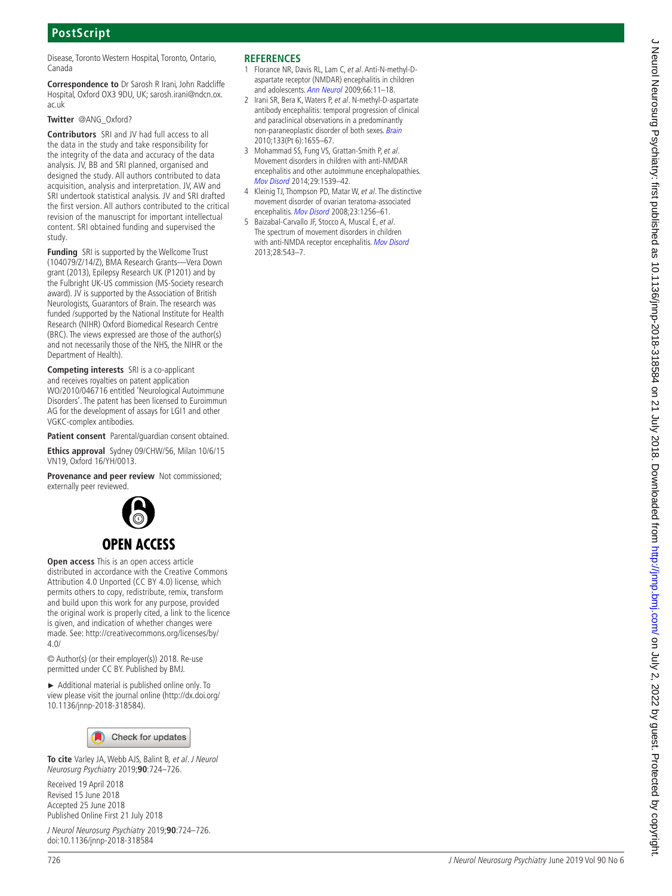Disease, Toronto Western Hospital, Toronto, Ontario, Canada

**Correspondence to** Dr Sarosh R Irani, John Radcliffe Hospital, Oxford OX3 9DU, UK; sarosh.irani@ndcn.ox.ac.uk

**Twitter** @ANG_Oxford?

**Contributors** SRI and JV had full access to all the data in the study and take responsibility for the integrity of the data and accuracy of the data analysis. JV, BB and SRI planned, organised and designed the study. All authors contributed to data acquisition, analysis and interpretation. JV, AW and SRI undertook statistical analysis. JV and SRI drafted the first version. All authors contributed to the critical revision of the manuscript for important intellectual content. SRI obtained funding and supervised the study.

**Funding** SRI is supported by the Wellcome Trust (104079/Z/14/Z), BMA Research Grants—Vera Down grant (2013), Epilepsy Research UK (P1201) and by the Fulbright UK-US commission (MS-Society research award). JV is supported by the Association of British Neurologists, Guarantors of Brain. The research was funded /supported by the National Institute for Health Research (NIHR) Oxford Biomedical Research Centre (BRC). The views expressed are those of the author(s) and not necessarily those of the NHS, the NIHR or the Department of Health).

**Competing interests** SRI is a co-applicant and receives royalties on patent application WO/2010/046716 entitled 'Neurological Autoimmune Disorders'. The patent has been licensed to Euroimmun AG for the development of assays for LGI1 and other VGKC-complex antibodies.

**Patient consent** Parental/guardian consent obtained.

**Ethics approval** Sydney 09/CHW/56, Milan 10/6/15 VN19, Oxford 16/YH/0013.

**Provenance and peer review** Not commissioned; externally peer reviewed.

**OPEN ACCESS**

**Open access** This is an open access article distributed in accordance with the Creative Commons Attribution 4.0 Unported (CC BY 4.0) license, which permits others to copy, redistribute, remix, transform and build upon this work for any purpose, provided the original work is properly cited, a link to the licence is given, and indication of whether changes were made. See: http://creativecommons.org/licenses/by/4.0/

© Author(s) (or their employer(s)) 2018. Re-use permitted under CC BY. Published by BMJ.

► Additional material is published online only. To view please visit the journal online (http://dx.doi.org/10.1136/jnnp-2018-318584).

**To cite** Varley JA, Webb AJS, Balint B, *et al*. *J Neurol Neurosurg Psychiatry* 2019;**90**:724–726.

Received 19 April 2018
Revised 15 June 2018
Accepted 25 June 2018
Published Online First 21 July 2018

*J Neurol Neurosurg Psychiatry* 2019;**90**:724–726.
doi:10.1136/jnnp-2018-318584

## REFERENCES

1. Florance NR, Davis RL, Lam C, *et al*. Anti-N-methyl-D-aspartate receptor (NMDAR) encephalitis in children and adolescents. *Ann Neurol* 2009;66:11–18.
2. Irani SR, Bera K, Waters P, *et al*. N-methyl-D-aspartate antibody encephalitis: temporal progression of clinical and paraclinical observations in a predominantly non-paraneoplastic disorder of both sexes. *Brain* 2010;133(Pt 6):1655–67.
3. Mohammad SS, Fung VS, Grattan-Smith P, *et al*. Movement disorders in children with anti-NMDAR encephalitis and other autoimmune encephalopathies. *Mov Disord* 2014;29:1539–42.
4. Kleinig TJ, Thompson PD, Matar W, *et al*. The distinctive movement disorder of ovarian teratoma-associated encephalitis. *Mov Disord* 2008;23:1256–61.
5. Baizabal-Carvallo JF, Stocco A, Muscal E, *et al*. The spectrum of movement disorders in children with anti-NMDA receptor encephalitis. *Mov Disord* 2013;28:543–7.